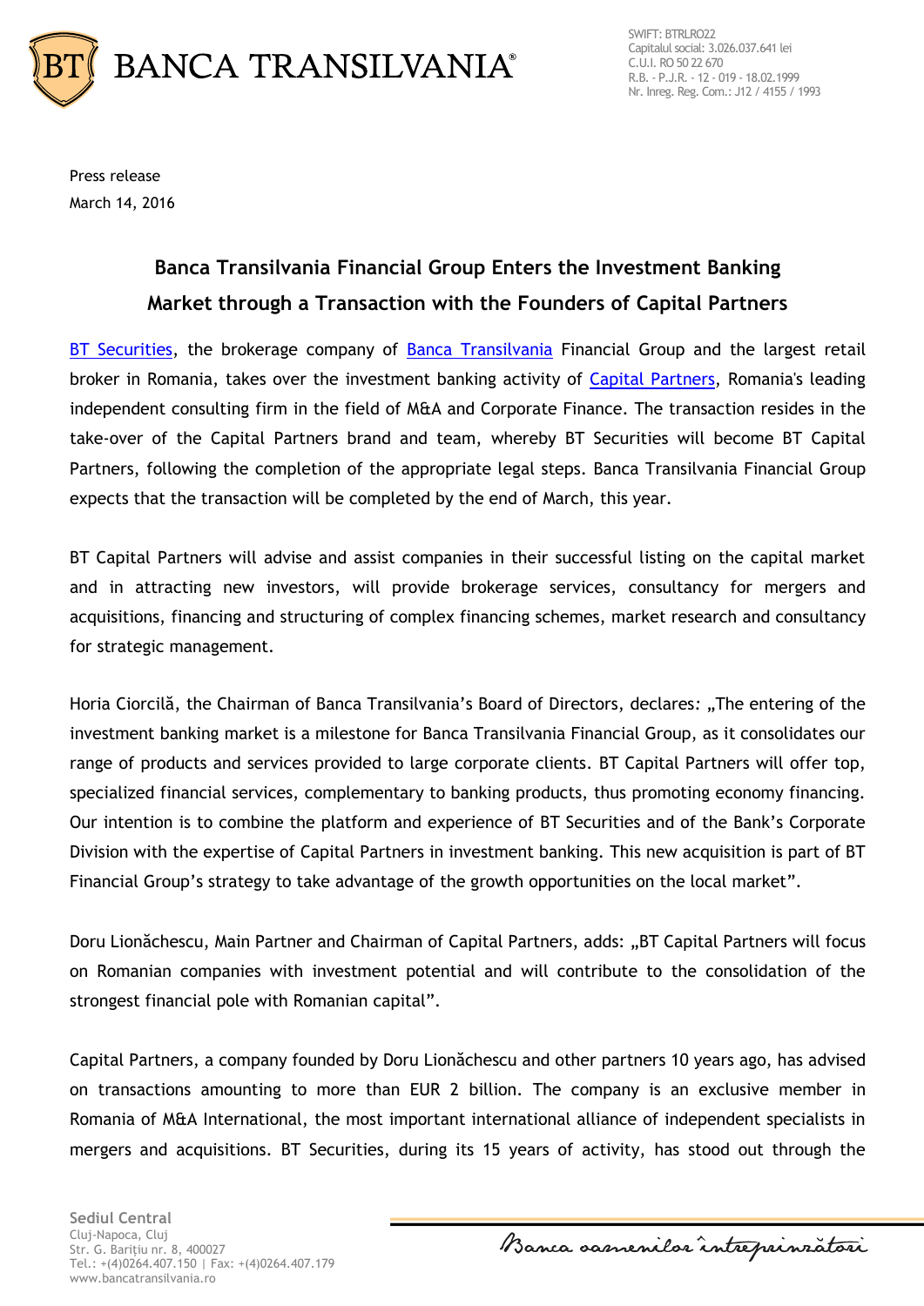SWIFT: BTRLRO22
Capitalul social: 3.026.037.641 lei
C.U.I. RO 50 22 670
R.B. - P.J.R. - 12 - 019 - 18.02.1999
Nr. Inreg. Reg. Com.: J12 / 4155 / 1993

Press release
March 14, 2016

## Banca Transilvania Financial Group Enters the Investment Banking Market through a Transaction with the Founders of Capital Partners

BT Securities, the brokerage company of Banca Transilvania Financial Group and the largest retail broker in Romania, takes over the investment banking activity of Capital Partners, Romania's leading independent consulting firm in the field of M&A and Corporate Finance. The transaction resides in the take-over of the Capital Partners brand and team, whereby BT Securities will become BT Capital Partners, following the completion of the appropriate legal steps. Banca Transilvania Financial Group expects that the transaction will be completed by the end of March, this year.

BT Capital Partners will advise and assist companies in their successful listing on the capital market and in attracting new investors, will provide brokerage services, consultancy for mergers and acquisitions, financing and structuring of complex financing schemes, market research and consultancy for strategic management.

Horia Ciorcilă, the Chairman of Banca Transilvania's Board of Directors, declares: „The entering of the investment banking market is a milestone for Banca Transilvania Financial Group, as it consolidates our range of products and services provided to large corporate clients. BT Capital Partners will offer top, specialized financial services, complementary to banking products, thus promoting economy financing. Our intention is to combine the platform and experience of BT Securities and of the Bank's Corporate Division with the expertise of Capital Partners in investment banking. This new acquisition is part of BT Financial Group's strategy to take advantage of the growth opportunities on the local market".

Doru Lionăchescu, Main Partner and Chairman of Capital Partners, adds: „BT Capital Partners will focus on Romanian companies with investment potential and will contribute to the consolidation of the strongest financial pole with Romanian capital".

Capital Partners, a company founded by Doru Lionăchescu and other partners 10 years ago, has advised on transactions amounting to more than EUR 2 billion. The company is an exclusive member in Romania of M&A International, the most important international alliance of independent specialists in mergers and acquisitions. BT Securities, during its 15 years of activity, has stood out through the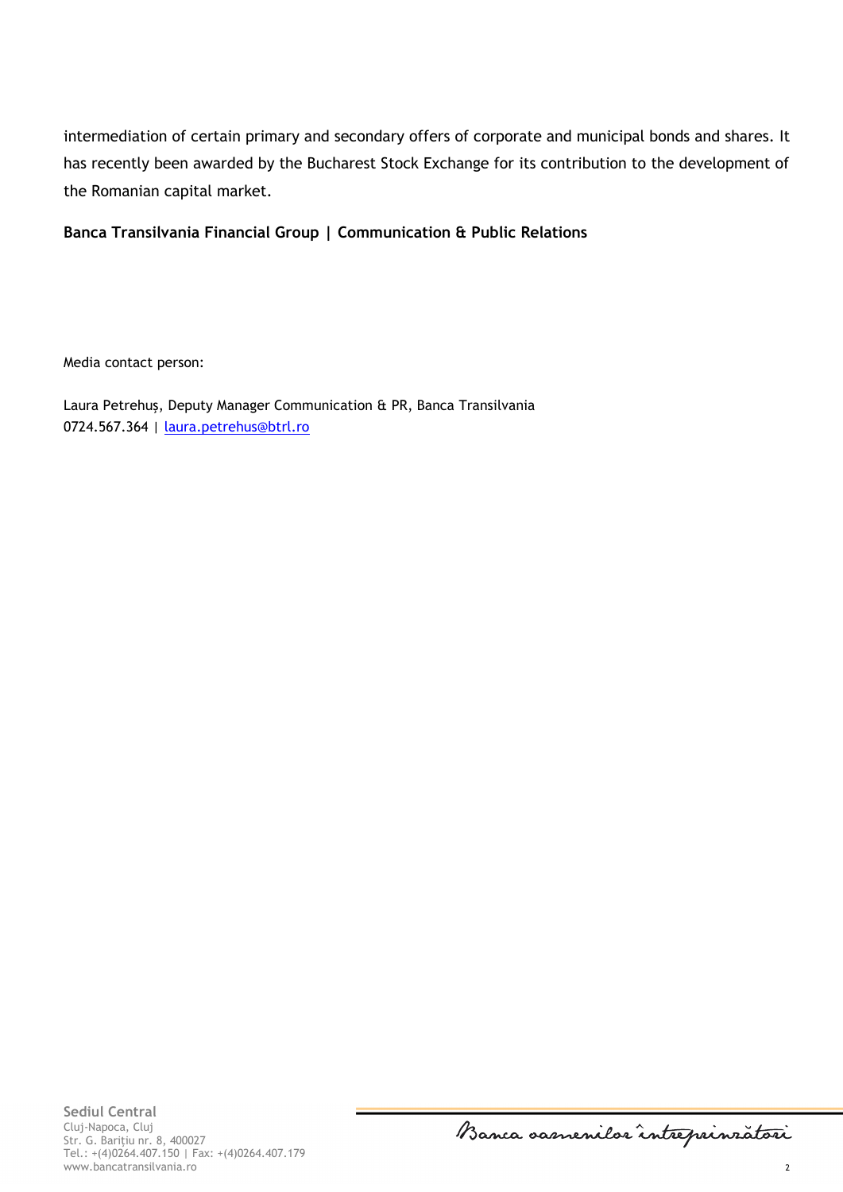intermediation of certain primary and secondary offers of corporate and municipal bonds and shares. It has recently been awarded by the Bucharest Stock Exchange for its contribution to the development of the Romanian capital market.

**Banca Transilvania Financial Group | Communication & Public Relations**

Media contact person:

Laura Petrehuș, Deputy Manager Communication & PR, Banca Transilvania
0724.567.364 | laura.petrehus@btrl.ro